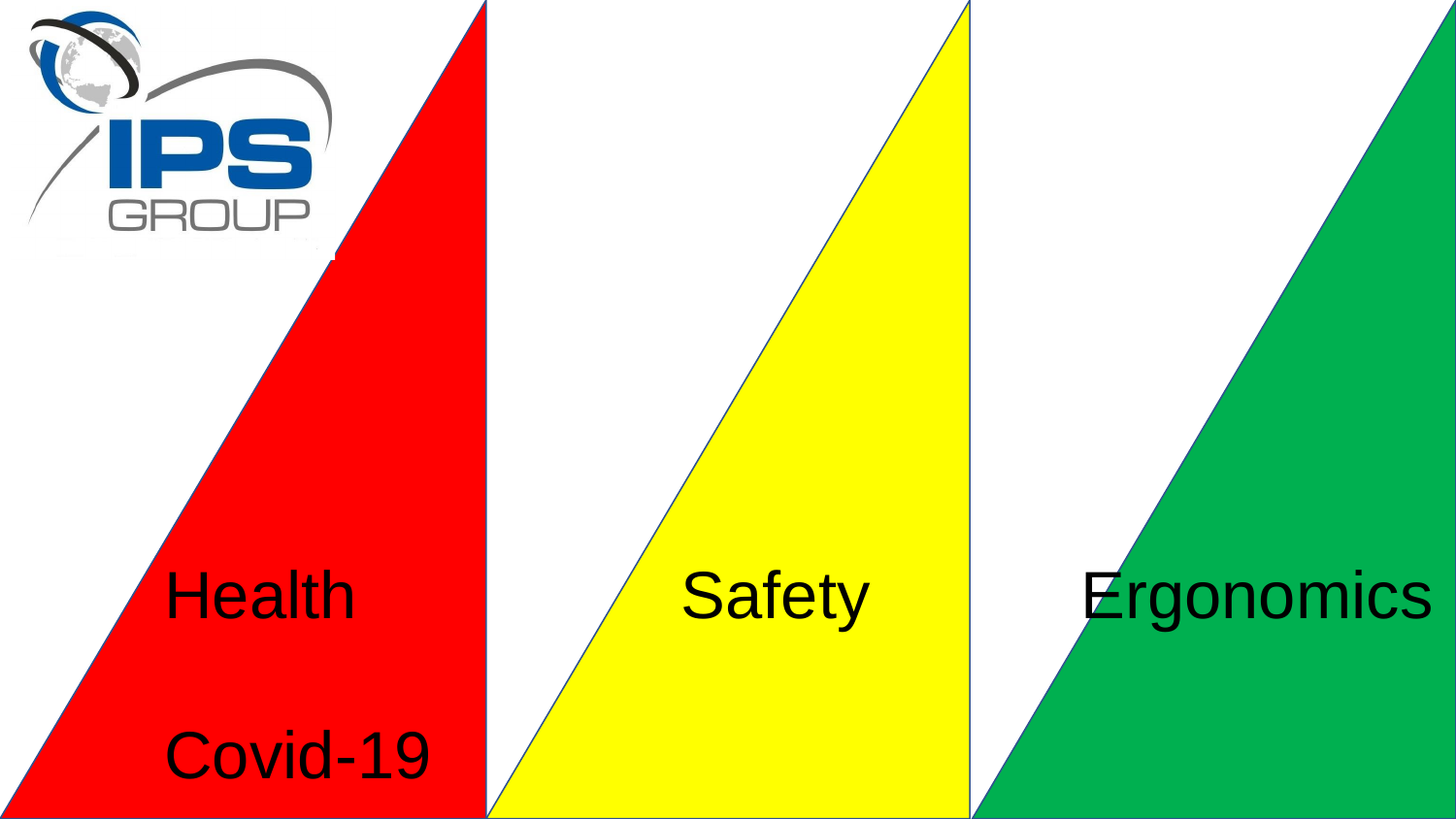IPS GROUP

Health

Covid-19

Safety

Ergonomics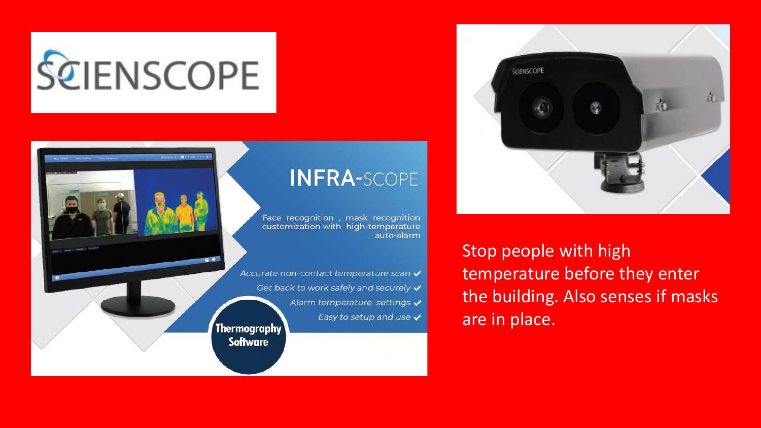SCIENSCOPE

INFRA-SCOPE

Face recognition , mask recognition customization with high-temperature auto-alarm

- Accurate non-contact temperature scan ✓
- Get back to work safely and securely ✓
- Alarm temperature settings ✓
- Easy to setup and use ✓

Thermography Software

Stop people with high temperature before they enter the building. Also senses if masks are in place.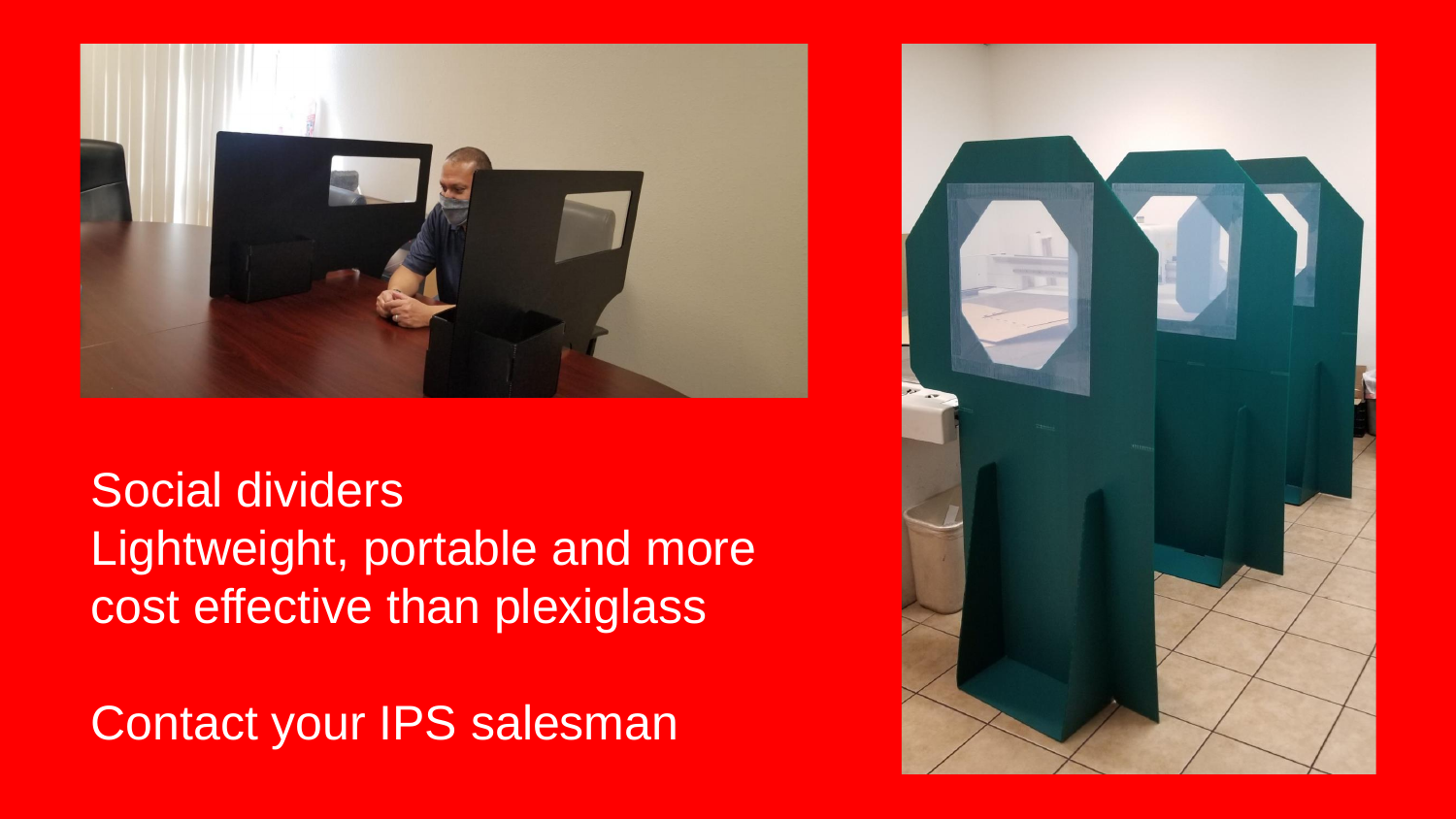Social dividers
Lightweight, portable and more cost effective than plexiglass

Contact your IPS salesman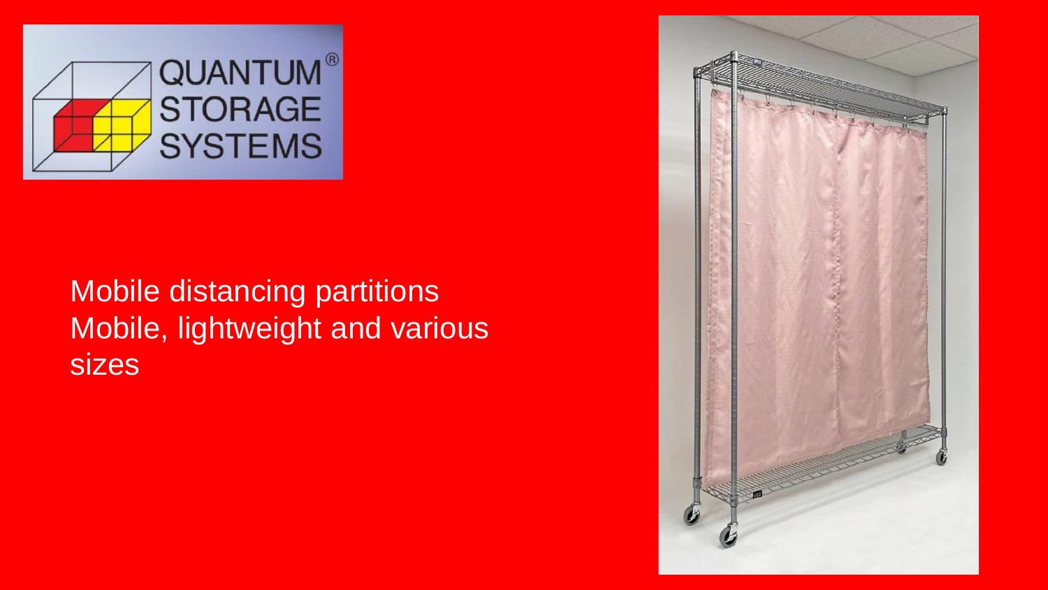Mobile distancing partitions
Mobile, lightweight and various sizes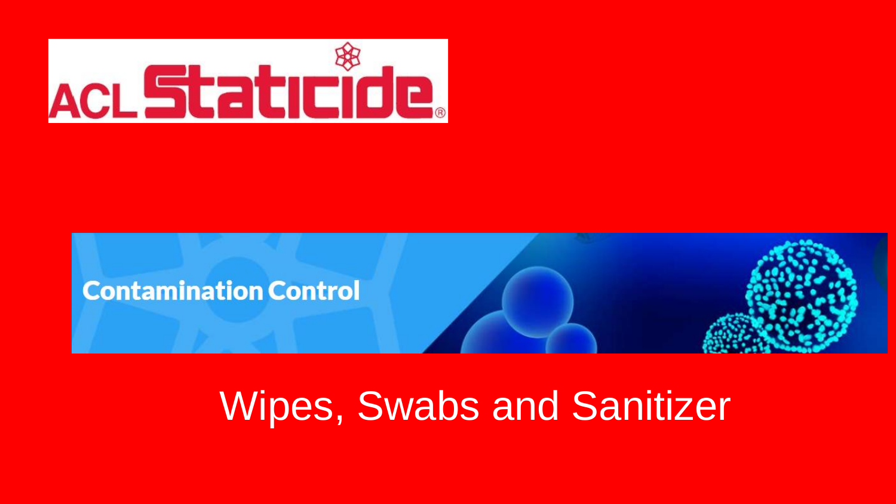ACL Staticide®

Contamination Control

# Wipes, Swabs and Sanitizer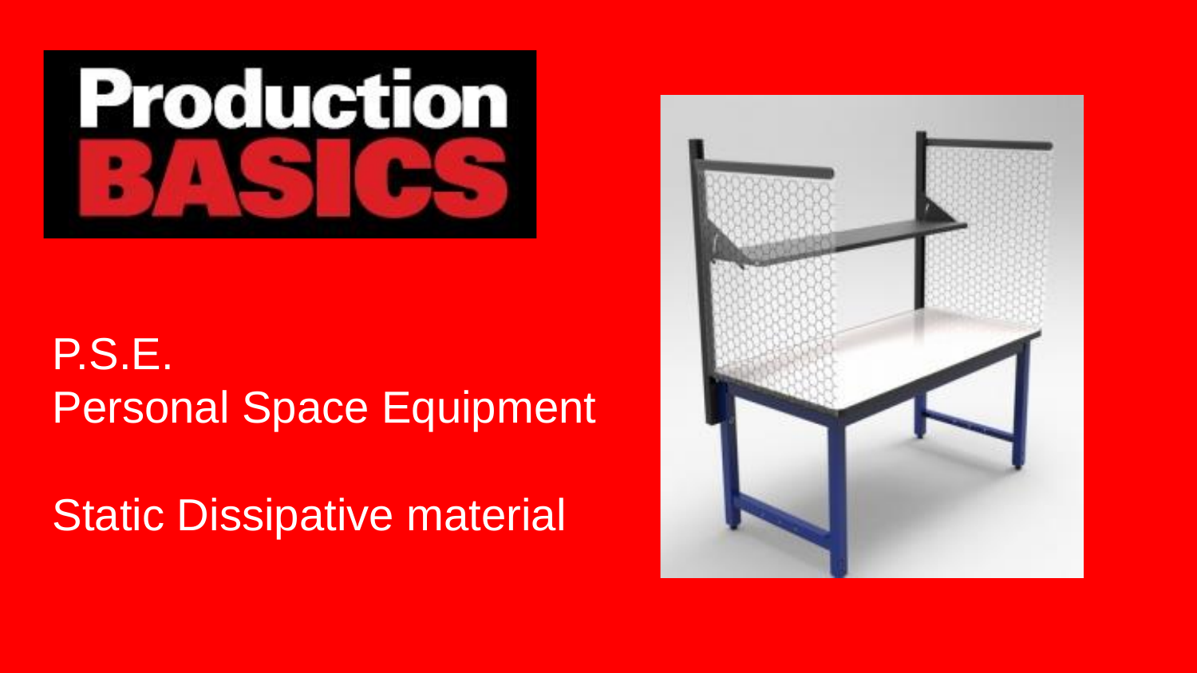# Production BASICS

P.S.E.
Personal Space Equipment

Static Dissipative material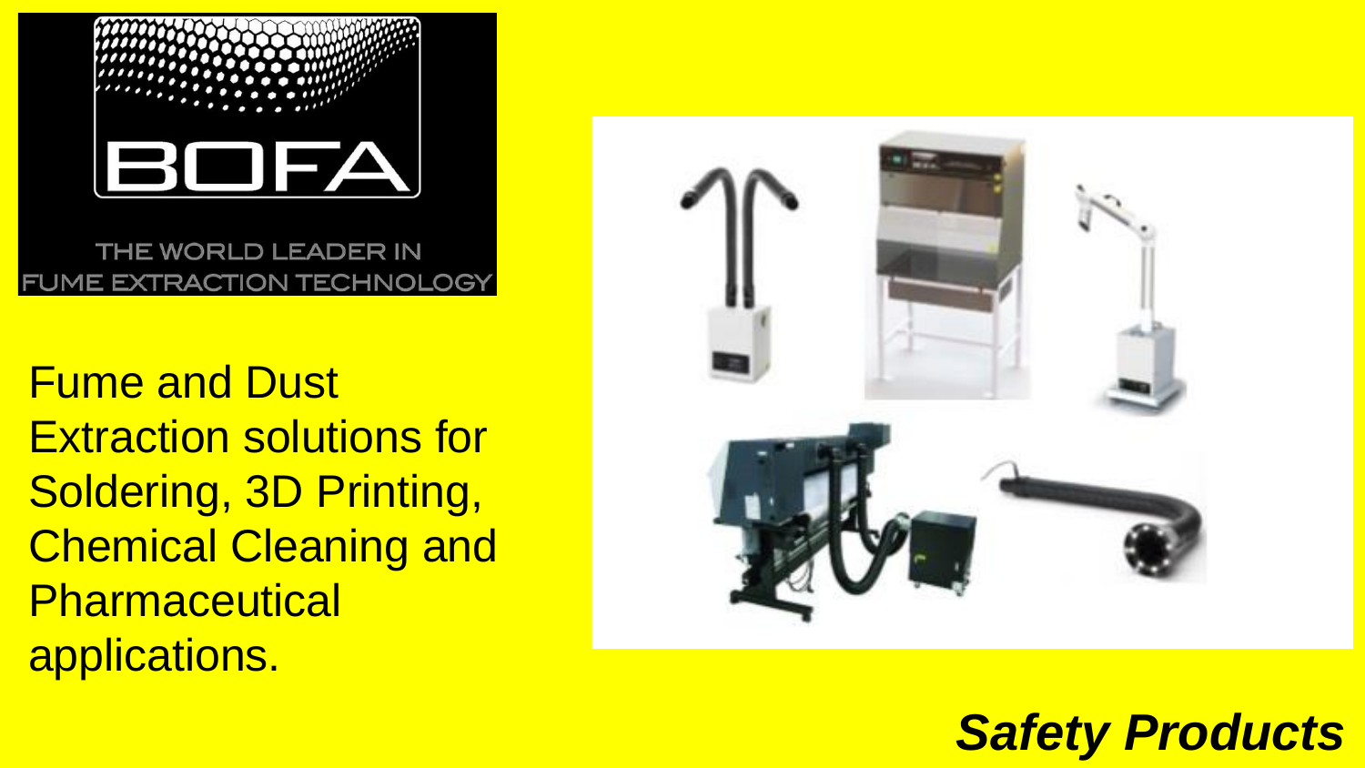BOFA

THE WORLD LEADER IN FUME EXTRACTION TECHNOLOGY

Fume and Dust Extraction solutions for Soldering, 3D Printing, Chemical Cleaning and Pharmaceutical applications.

***Safety Products***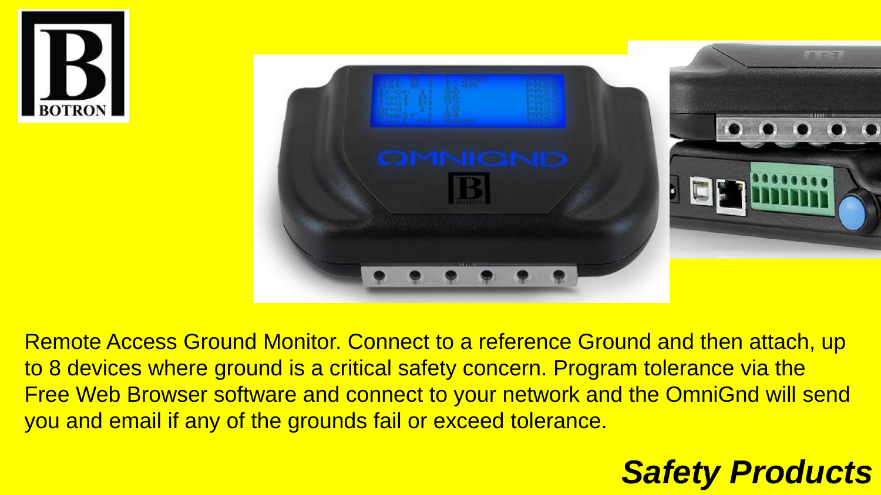Remote Access Ground Monitor. Connect to a reference Ground and then attach, up to 8 devices where ground is a critical safety concern. Program tolerance via the Free Web Browser software and connect to your network and the OmniGnd will send you and email if any of the grounds fail or exceed tolerance.

***Safety Products***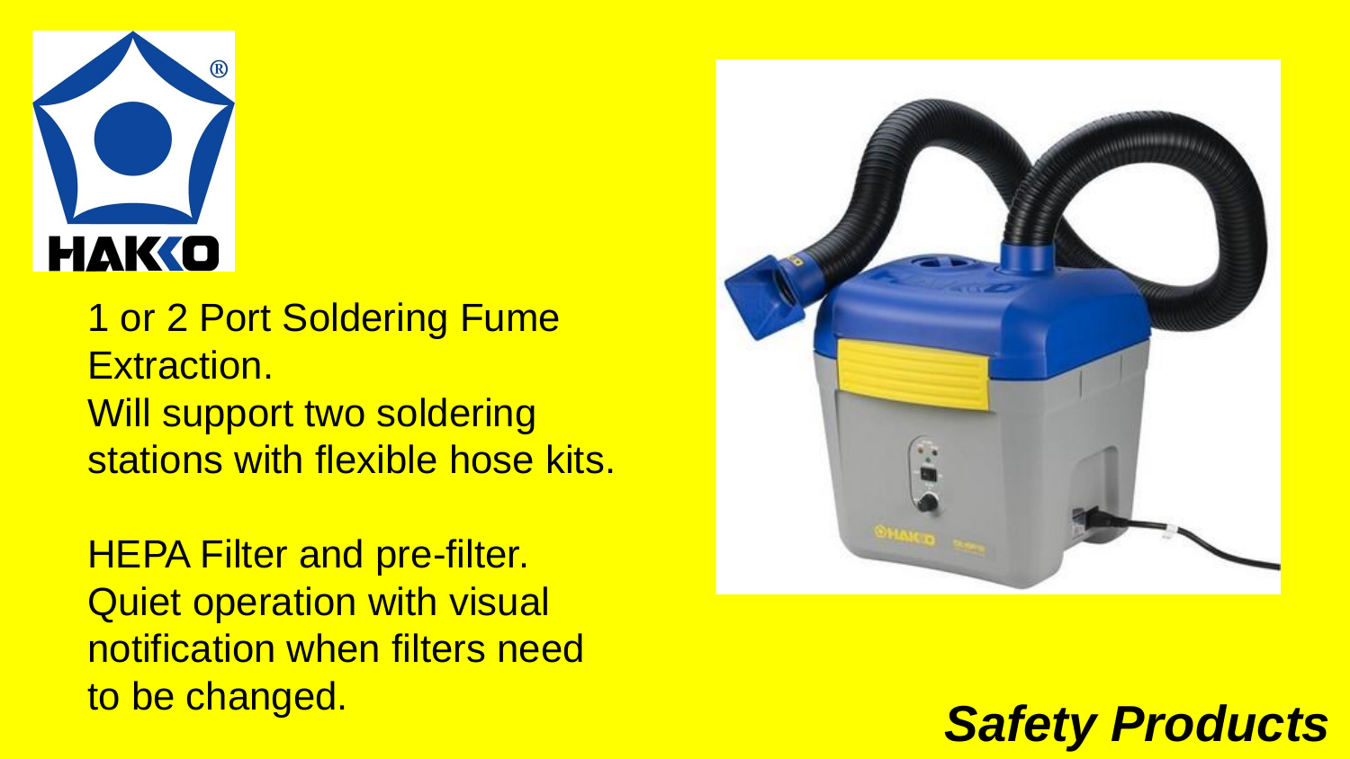HAKKO

1 or 2 Port Soldering Fume Extraction.
Will support two soldering stations with flexible hose kits.

HEPA Filter and pre-filter.
Quiet operation with visual notification when filters need to be changed.

***Safety Products***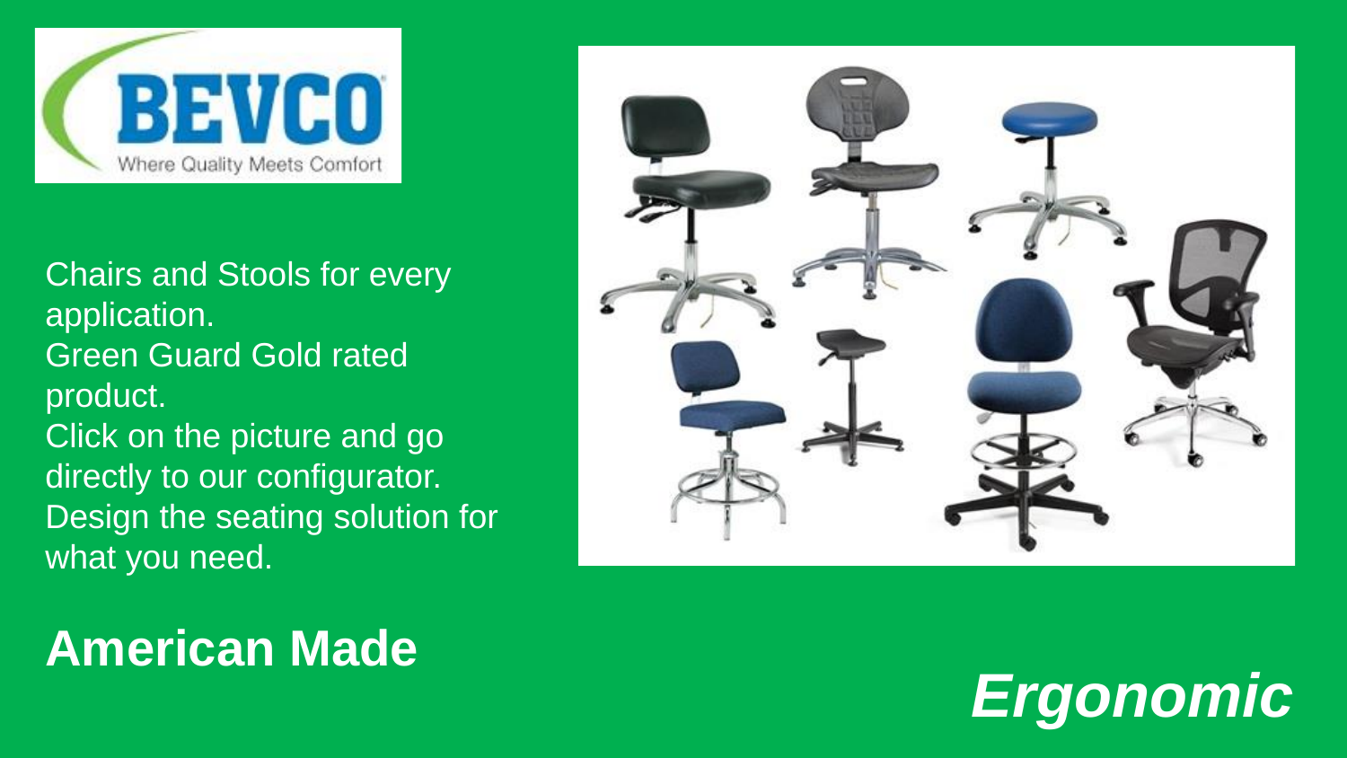BEVCO

Where Quality Meets Comfort

Chairs and Stools for every application.
Green Guard Gold rated product.
Click on the picture and go directly to our configurator.
Design the seating solution for what you need.

**American Made**

***Ergonomic***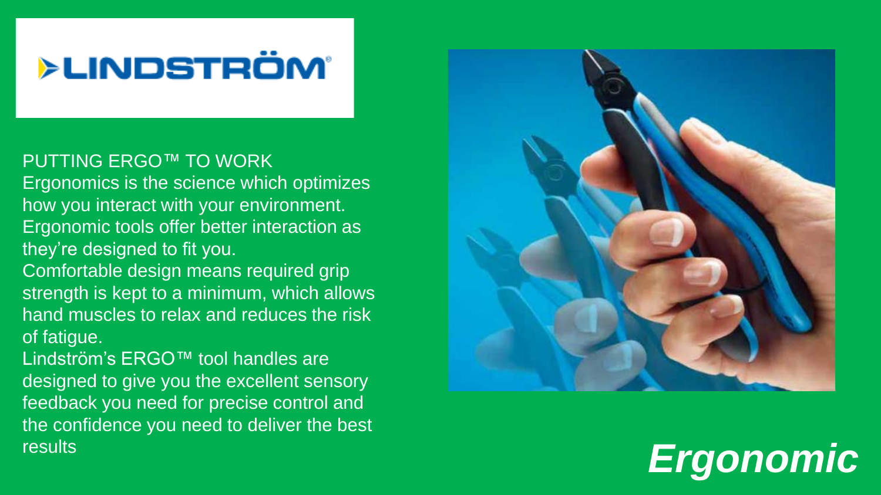LINDSTRÖM

PUTTING ERGO™ TO WORK

Ergonomics is the science which optimizes how you interact with your environment. Ergonomic tools offer better interaction as they're designed to fit you.

Comfortable design means required grip strength is kept to a minimum, which allows hand muscles to relax and reduces the risk of fatigue.

Lindström's ERGO™ tool handles are designed to give you the excellent sensory feedback you need for precise control and the confidence you need to deliver the best results

***Ergonomic***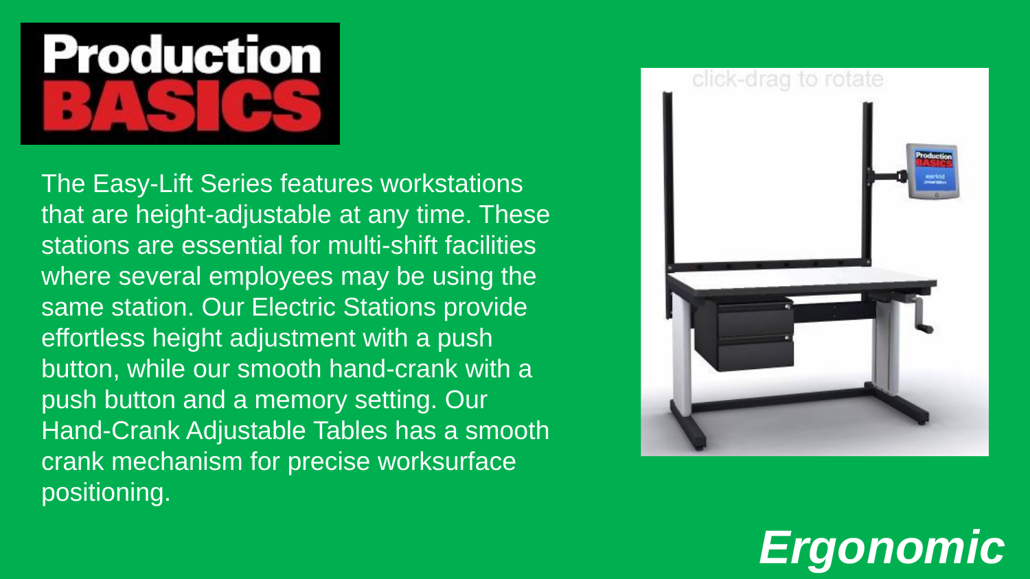# Production BASICS

The Easy-Lift Series features workstations that are height-adjustable at any time. These stations are essential for multi-shift facilities where several employees may be using the same station. Our Electric Stations provide effortless height adjustment with a push button, while our smooth hand-crank with a push button and a memory setting. Our Hand-Crank Adjustable Tables has a smooth crank mechanism for precise worksurface positioning.

***Ergonomic***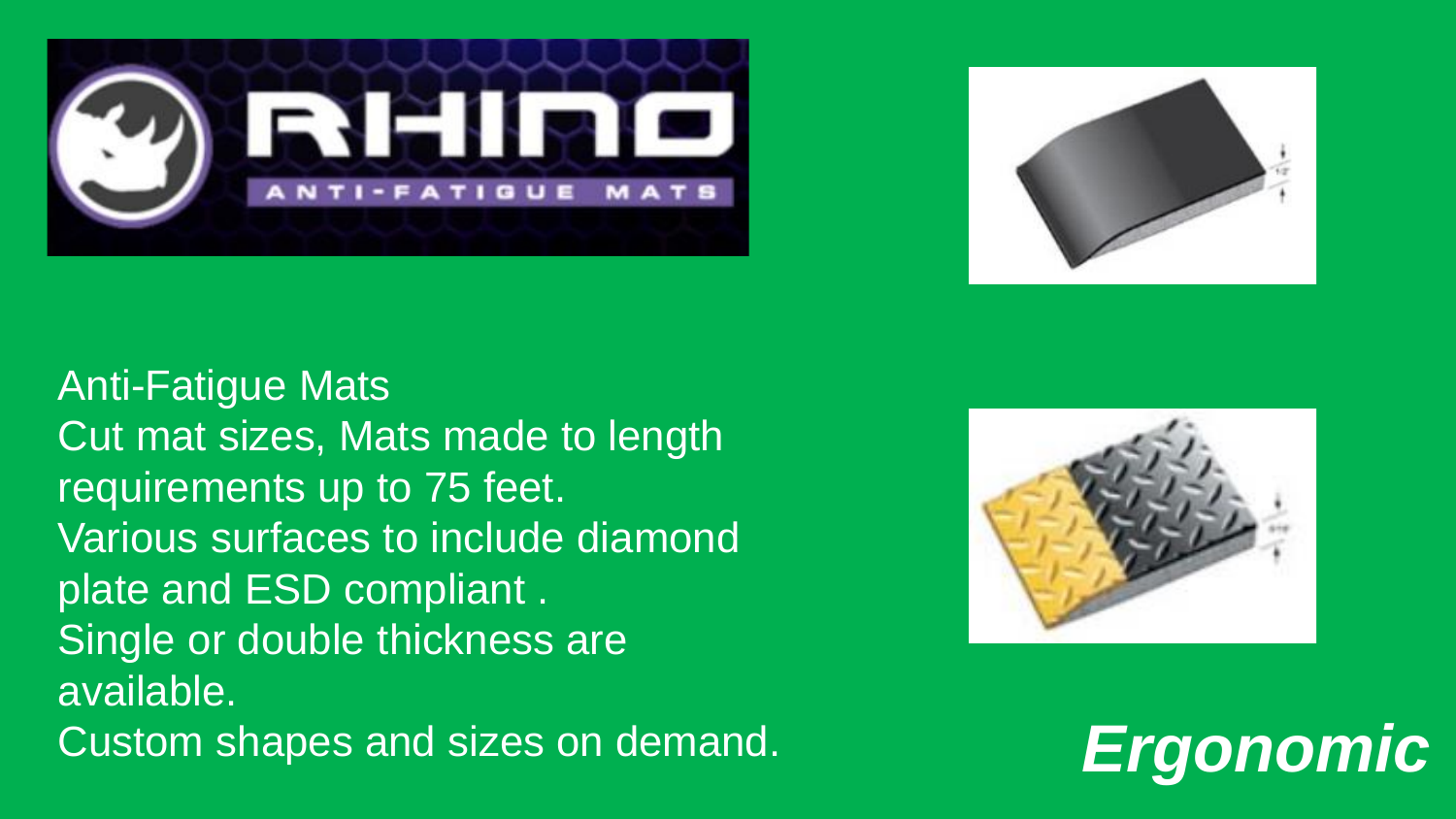Anti-Fatigue Mats
Cut mat sizes, Mats made to length requirements up to 75 feet.
Various surfaces to include diamond plate and ESD compliant .
Single or double thickness are available.
Custom shapes and sizes on demand.

***Ergonomic***